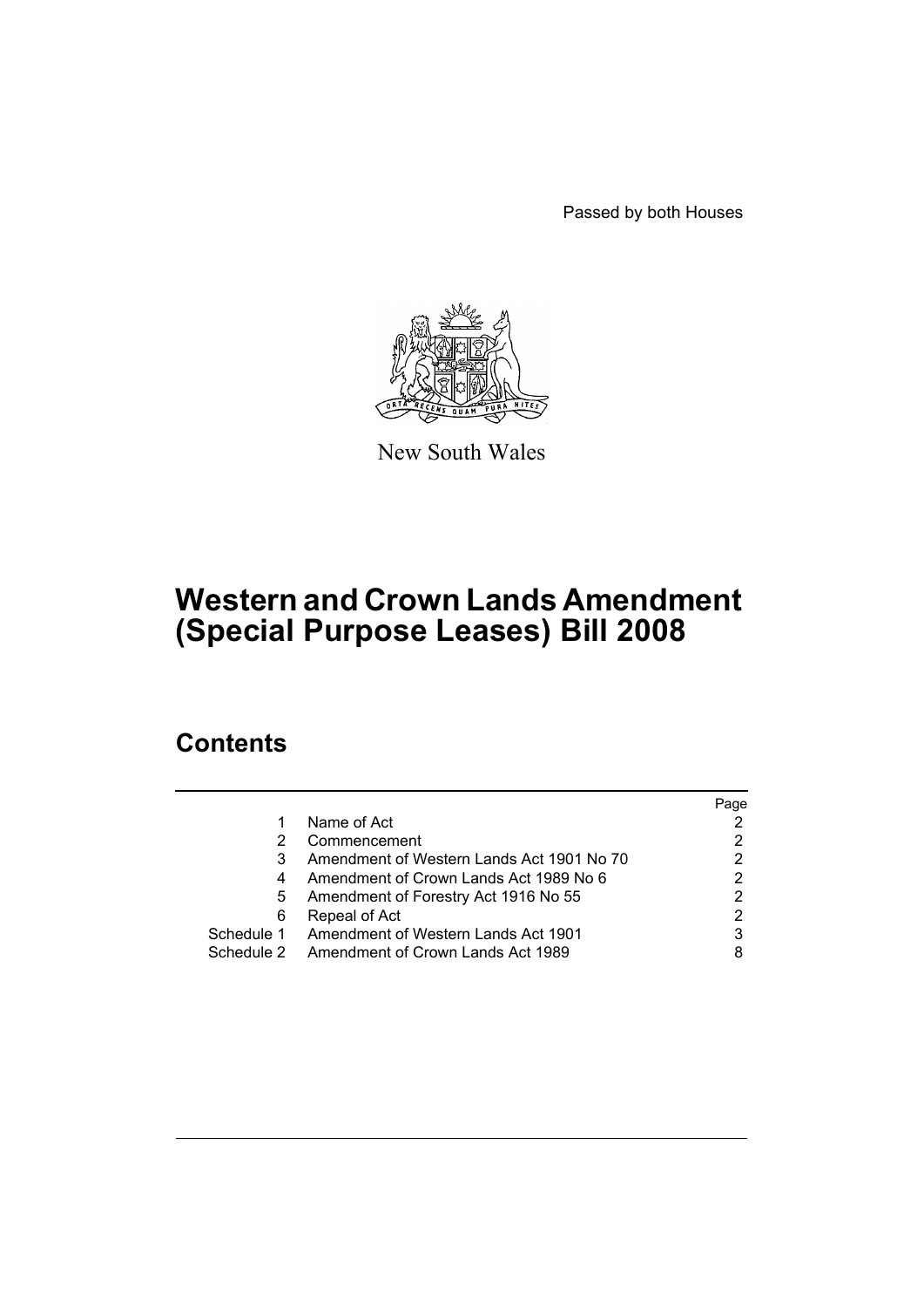Passed by both Houses

New South Wales

# Western and Crown Lands Amendment (Special Purpose Leases) Bill 2008

## Contents

| | | Page |
|---|---|---|
| 1 | Name of Act | 2 |
| 2 | Commencement | 2 |
| 3 | Amendment of Western Lands Act 1901 No 70 | 2 |
| 4 | Amendment of Crown Lands Act 1989 No 6 | 2 |
| 5 | Amendment of Forestry Act 1916 No 55 | 2 |
| 6 | Repeal of Act | 2 |
| Schedule 1 | Amendment of Western Lands Act 1901 | 3 |
| Schedule 2 | Amendment of Crown Lands Act 1989 | 8 |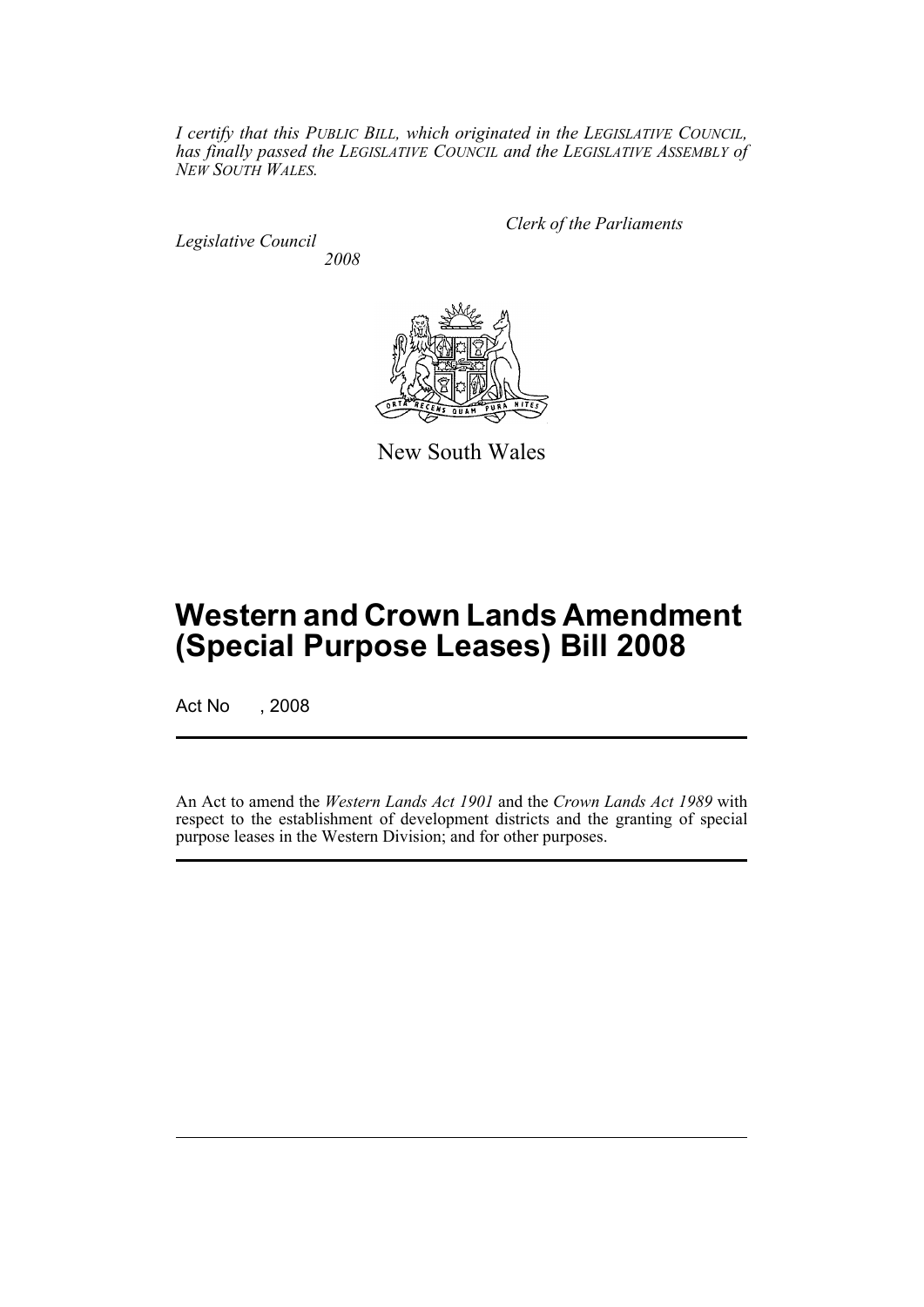*I certify that this PUBLIC BILL, which originated in the LEGISLATIVE COUNCIL, has finally passed the LEGISLATIVE COUNCIL and the LEGISLATIVE ASSEMBLY of NEW SOUTH WALES.*

*Clerk of the Parliaments*

*Legislative Council*

*2008*

New South Wales

# Western and Crown Lands Amendment (Special Purpose Leases) Bill 2008

Act No , 2008

An Act to amend the *Western Lands Act 1901* and the *Crown Lands Act 1989* with respect to the establishment of development districts and the granting of special purpose leases in the Western Division; and for other purposes.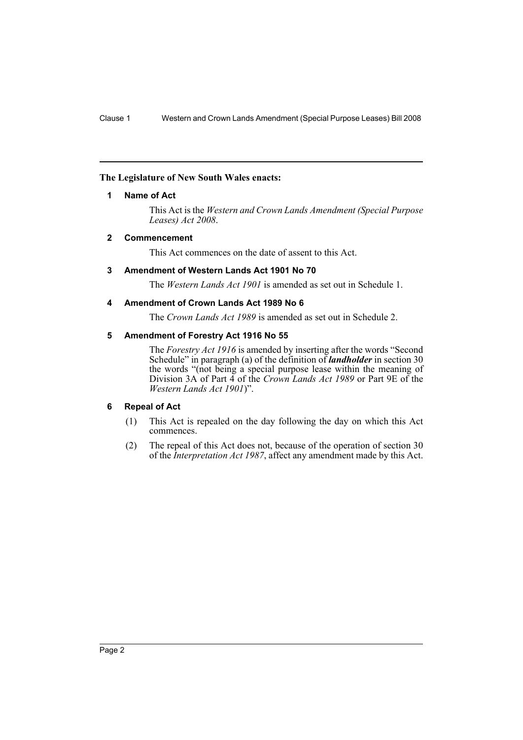**The Legislature of New South Wales enacts:**

## 1 Name of Act

This Act is the *Western and Crown Lands Amendment (Special Purpose Leases) Act 2008*.

## 2 Commencement

This Act commences on the date of assent to this Act.

## 3 Amendment of Western Lands Act 1901 No 70

The *Western Lands Act 1901* is amended as set out in Schedule 1.

## 4 Amendment of Crown Lands Act 1989 No 6

The *Crown Lands Act 1989* is amended as set out in Schedule 2.

## 5 Amendment of Forestry Act 1916 No 55

The *Forestry Act 1916* is amended by inserting after the words "Second Schedule" in paragraph (a) of the definition of ***landholder*** in section 30 the words "(not being a special purpose lease within the meaning of Division 3A of Part 4 of the *Crown Lands Act 1989* or Part 9E of the *Western Lands Act 1901*)".

## 6 Repeal of Act

(1) This Act is repealed on the day following the day on which this Act commences.

(2) The repeal of this Act does not, because of the operation of section 30 of the *Interpretation Act 1987*, affect any amendment made by this Act.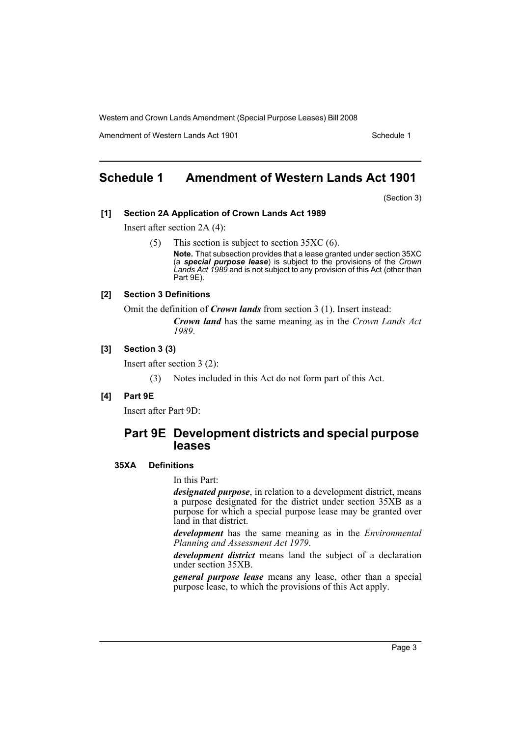# Schedule 1 Amendment of Western Lands Act 1901

(Section 3)

### [1] Section 2A Application of Crown Lands Act 1989

Insert after section 2A (4):

(5) This section is subject to section 35XC (6).

**Note.** That subsection provides that a lease granted under section 35XC (a ***special purpose lease***) is subject to the provisions of the *Crown Lands Act 1989* and is not subject to any provision of this Act (other than Part 9E).

### [2] Section 3 Definitions

Omit the definition of ***Crown lands*** from section 3 (1). Insert instead:

***Crown land*** has the same meaning as in the *Crown Lands Act 1989*.

### [3] Section 3 (3)

Insert after section 3 (2):

(3) Notes included in this Act do not form part of this Act.

### [4] Part 9E

Insert after Part 9D:

## Part 9E Development districts and special purpose leases

#### 35XA Definitions

In this Part:

***designated purpose***, in relation to a development district, means a purpose designated for the district under section 35XB as a purpose for which a special purpose lease may be granted over land in that district.

***development*** has the same meaning as in the *Environmental Planning and Assessment Act 1979*.

***development district*** means land the subject of a declaration under section 35XB.

***general purpose lease*** means any lease, other than a special purpose lease, to which the provisions of this Act apply.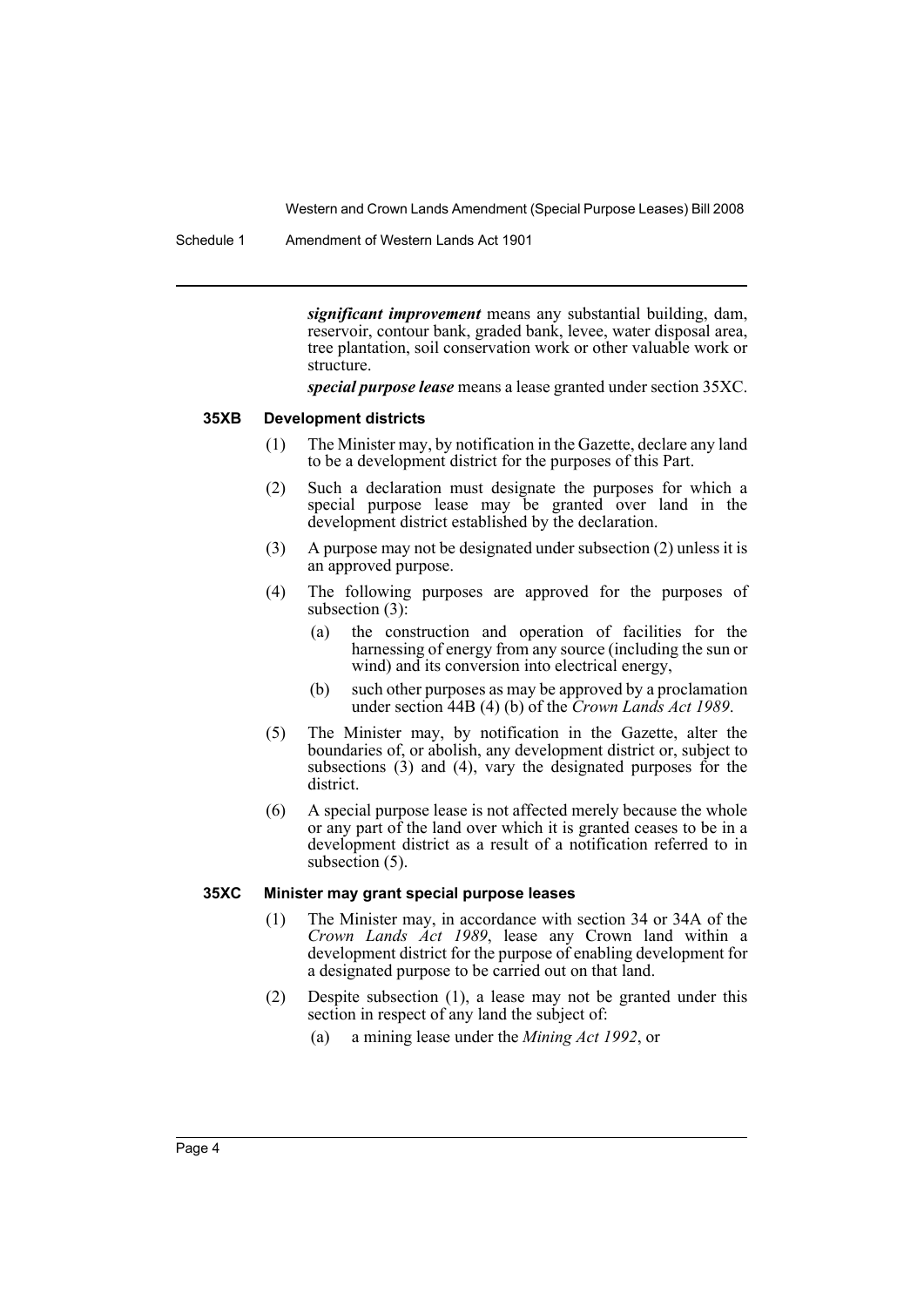***significant improvement*** means any substantial building, dam, reservoir, contour bank, graded bank, levee, water disposal area, tree plantation, soil conservation work or other valuable work or structure.

***special purpose lease*** means a lease granted under section 35XC.

#### 35XB Development districts

(1) The Minister may, by notification in the Gazette, declare any land to be a development district for the purposes of this Part.

(2) Such a declaration must designate the purposes for which a special purpose lease may be granted over land in the development district established by the declaration.

(3) A purpose may not be designated under subsection (2) unless it is an approved purpose.

(4) The following purposes are approved for the purposes of subsection (3):

- (a) the construction and operation of facilities for the harnessing of energy from any source (including the sun or wind) and its conversion into electrical energy,
- (b) such other purposes as may be approved by a proclamation under section 44B (4) (b) of the *Crown Lands Act 1989*.

(5) The Minister may, by notification in the Gazette, alter the boundaries of, or abolish, any development district or, subject to subsections (3) and (4), vary the designated purposes for the district.

(6) A special purpose lease is not affected merely because the whole or any part of the land over which it is granted ceases to be in a development district as a result of a notification referred to in subsection (5).

#### 35XC Minister may grant special purpose leases

(1) The Minister may, in accordance with section 34 or 34A of the *Crown Lands Act 1989*, lease any Crown land within a development district for the purpose of enabling development for a designated purpose to be carried out on that land.

(2) Despite subsection (1), a lease may not be granted under this section in respect of any land the subject of:

- (a) a mining lease under the *Mining Act 1992*, or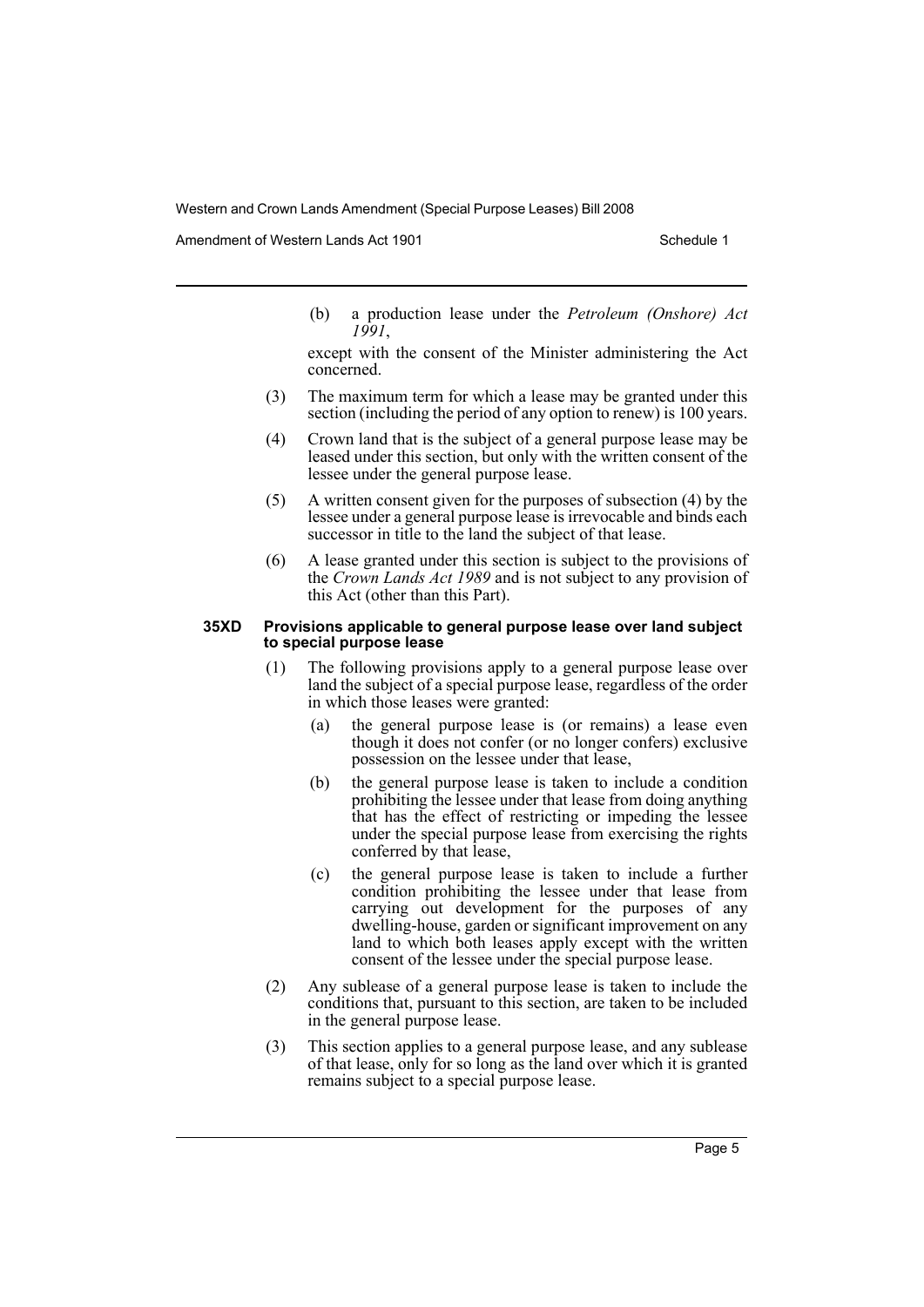(b) a production lease under the *Petroleum (Onshore) Act 1991*,

except with the consent of the Minister administering the Act concerned.

(3) The maximum term for which a lease may be granted under this section (including the period of any option to renew) is 100 years.

(4) Crown land that is the subject of a general purpose lease may be leased under this section, but only with the written consent of the lessee under the general purpose lease.

(5) A written consent given for the purposes of subsection (4) by the lessee under a general purpose lease is irrevocable and binds each successor in title to the land the subject of that lease.

(6) A lease granted under this section is subject to the provisions of the *Crown Lands Act 1989* and is not subject to any provision of this Act (other than this Part).

**35XD Provisions applicable to general purpose lease over land subject to special purpose lease**

(1) The following provisions apply to a general purpose lease over land the subject of a special purpose lease, regardless of the order in which those leases were granted:

(a) the general purpose lease is (or remains) a lease even though it does not confer (or no longer confers) exclusive possession on the lessee under that lease,

(b) the general purpose lease is taken to include a condition prohibiting the lessee under that lease from doing anything that has the effect of restricting or impeding the lessee under the special purpose lease from exercising the rights conferred by that lease,

(c) the general purpose lease is taken to include a further condition prohibiting the lessee under that lease from carrying out development for the purposes of any dwelling-house, garden or significant improvement on any land to which both leases apply except with the written consent of the lessee under the special purpose lease.

(2) Any sublease of a general purpose lease is taken to include the conditions that, pursuant to this section, are taken to be included in the general purpose lease.

(3) This section applies to a general purpose lease, and any sublease of that lease, only for so long as the land over which it is granted remains subject to a special purpose lease.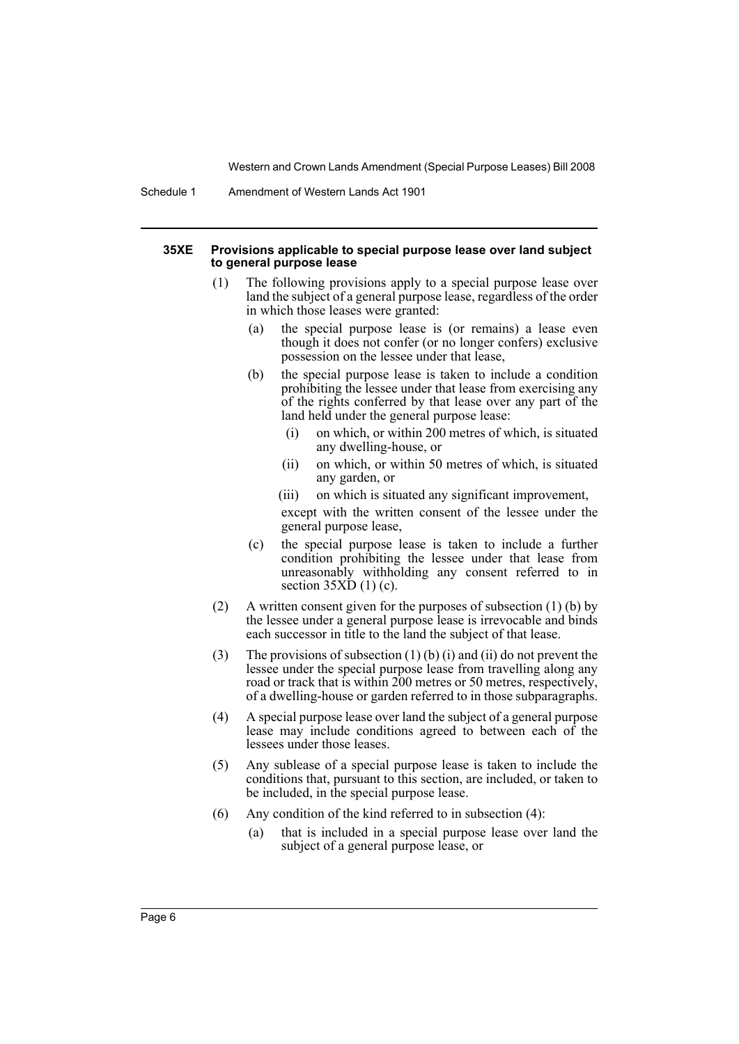#### 35XE Provisions applicable to special purpose lease over land subject to general purpose lease

(1) The following provisions apply to a special purpose lease over land the subject of a general purpose lease, regardless of the order in which those leases were granted:

(a) the special purpose lease is (or remains) a lease even though it does not confer (or no longer confers) exclusive possession on the lessee under that lease,

(b) the special purpose lease is taken to include a condition prohibiting the lessee under that lease from exercising any of the rights conferred by that lease over any part of the land held under the general purpose lease:

(i) on which, or within 200 metres of which, is situated any dwelling-house, or

(ii) on which, or within 50 metres of which, is situated any garden, or

(iii) on which is situated any significant improvement,

except with the written consent of the lessee under the general purpose lease,

(c) the special purpose lease is taken to include a further condition prohibiting the lessee under that lease from unreasonably withholding any consent referred to in section 35XD (1) (c).

(2) A written consent given for the purposes of subsection (1) (b) by the lessee under a general purpose lease is irrevocable and binds each successor in title to the land the subject of that lease.

(3) The provisions of subsection (1) (b) (i) and (ii) do not prevent the lessee under the special purpose lease from travelling along any road or track that is within 200 metres or 50 metres, respectively, of a dwelling-house or garden referred to in those subparagraphs.

(4) A special purpose lease over land the subject of a general purpose lease may include conditions agreed to between each of the lessees under those leases.

(5) Any sublease of a special purpose lease is taken to include the conditions that, pursuant to this section, are included, or taken to be included, in the special purpose lease.

(6) Any condition of the kind referred to in subsection (4):

(a) that is included in a special purpose lease over land the subject of a general purpose lease, or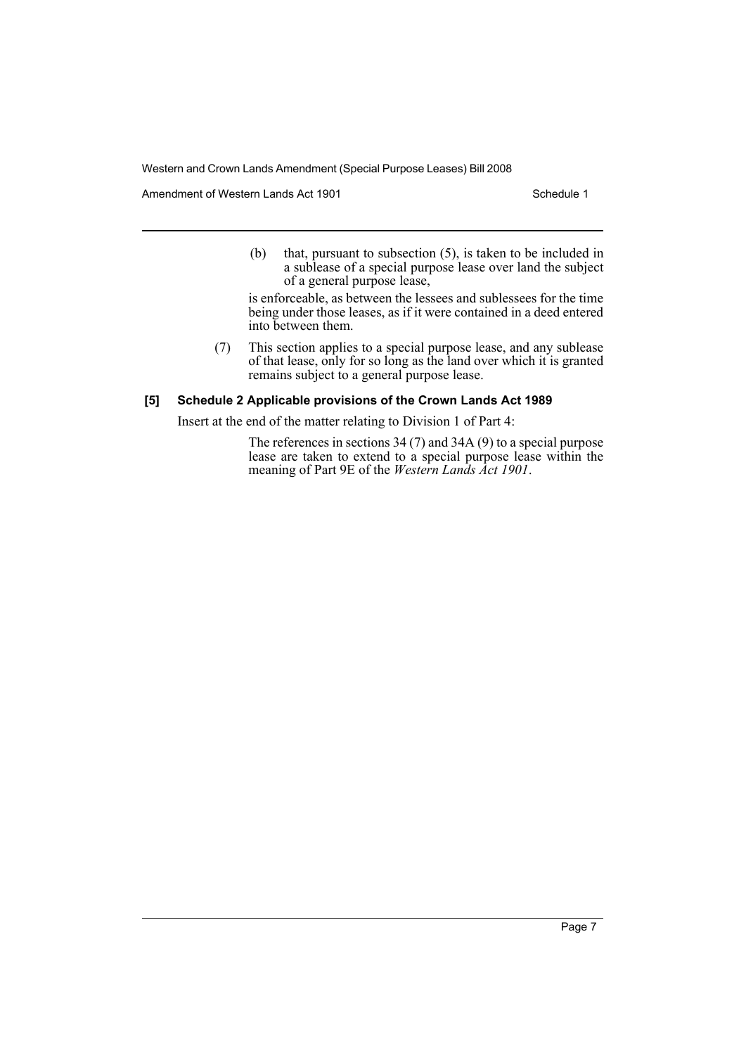(b) that, pursuant to subsection (5), is taken to be included in a sublease of a special purpose lease over land the subject of a general purpose lease,

is enforceable, as between the lessees and sublessees for the time being under those leases, as if it were contained in a deed entered into between them.

(7) This section applies to a special purpose lease, and any sublease of that lease, only for so long as the land over which it is granted remains subject to a general purpose lease.

**[5] Schedule 2 Applicable provisions of the Crown Lands Act 1989**

Insert at the end of the matter relating to Division 1 of Part 4:

The references in sections 34 (7) and 34A (9) to a special purpose lease are taken to extend to a special purpose lease within the meaning of Part 9E of the *Western Lands Act 1901*.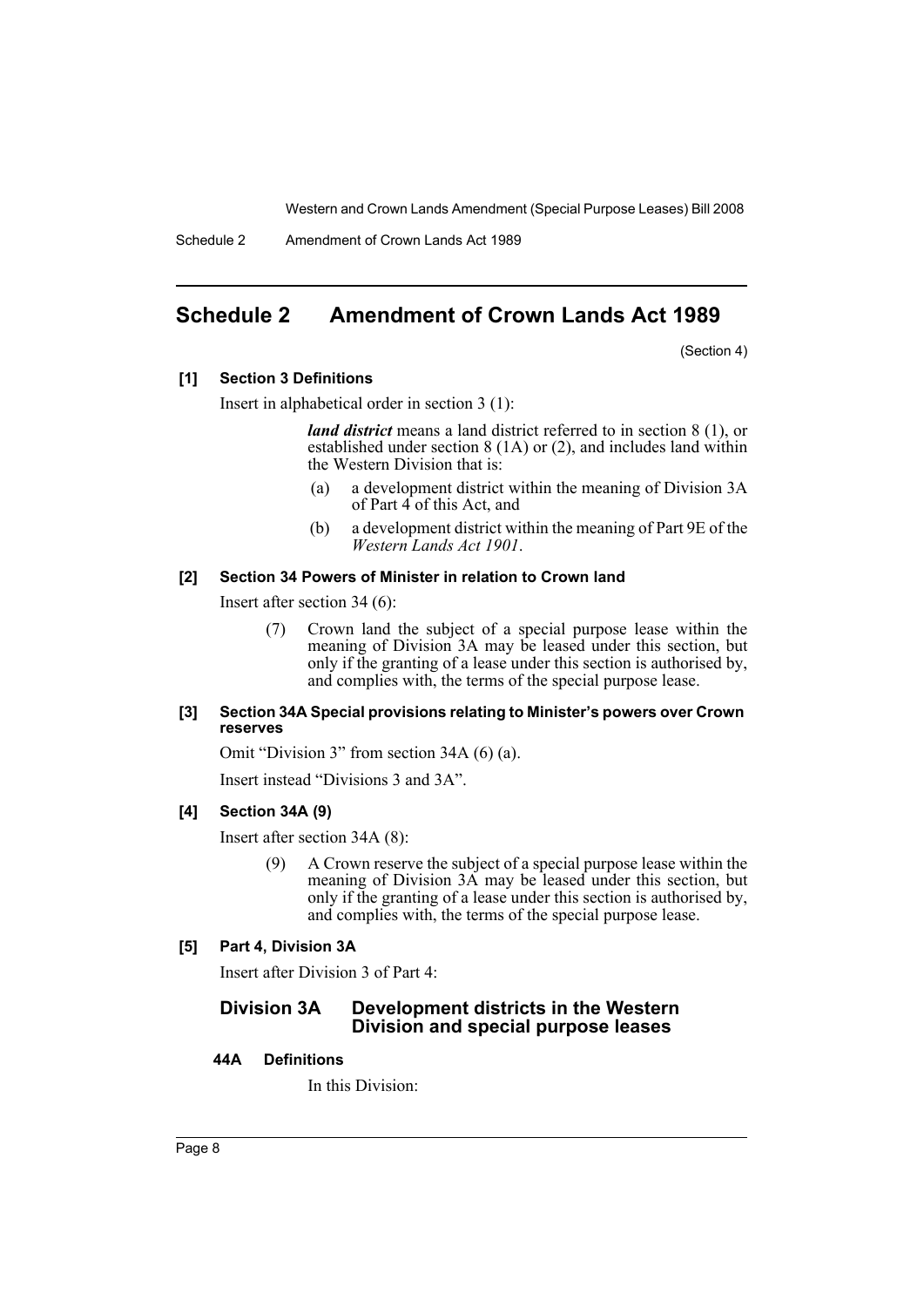# Schedule 2 Amendment of Crown Lands Act 1989

(Section 4)

**[1] Section 3 Definitions**

Insert in alphabetical order in section 3 (1):

> ***land district*** means a land district referred to in section 8 (1), or established under section 8 (1A) or (2), and includes land within the Western Division that is:
>
> (a) a development district within the meaning of Division 3A of Part 4 of this Act, and
>
> (b) a development district within the meaning of Part 9E of the *Western Lands Act 1901*.

**[2] Section 34 Powers of Minister in relation to Crown land**

Insert after section 34 (6):

> (7) Crown land the subject of a special purpose lease within the meaning of Division 3A may be leased under this section, but only if the granting of a lease under this section is authorised by, and complies with, the terms of the special purpose lease.

**[3] Section 34A Special provisions relating to Minister's powers over Crown reserves**

Omit "Division 3" from section 34A (6) (a).

Insert instead "Divisions 3 and 3A".

**[4] Section 34A (9)**

Insert after section 34A (8):

> (9) A Crown reserve the subject of a special purpose lease within the meaning of Division 3A may be leased under this section, but only if the granting of a lease under this section is authorised by, and complies with, the terms of the special purpose lease.

**[5] Part 4, Division 3A**

Insert after Division 3 of Part 4:

## Division 3A Development districts in the Western Division and special purpose leases

### 44A Definitions

In this Division: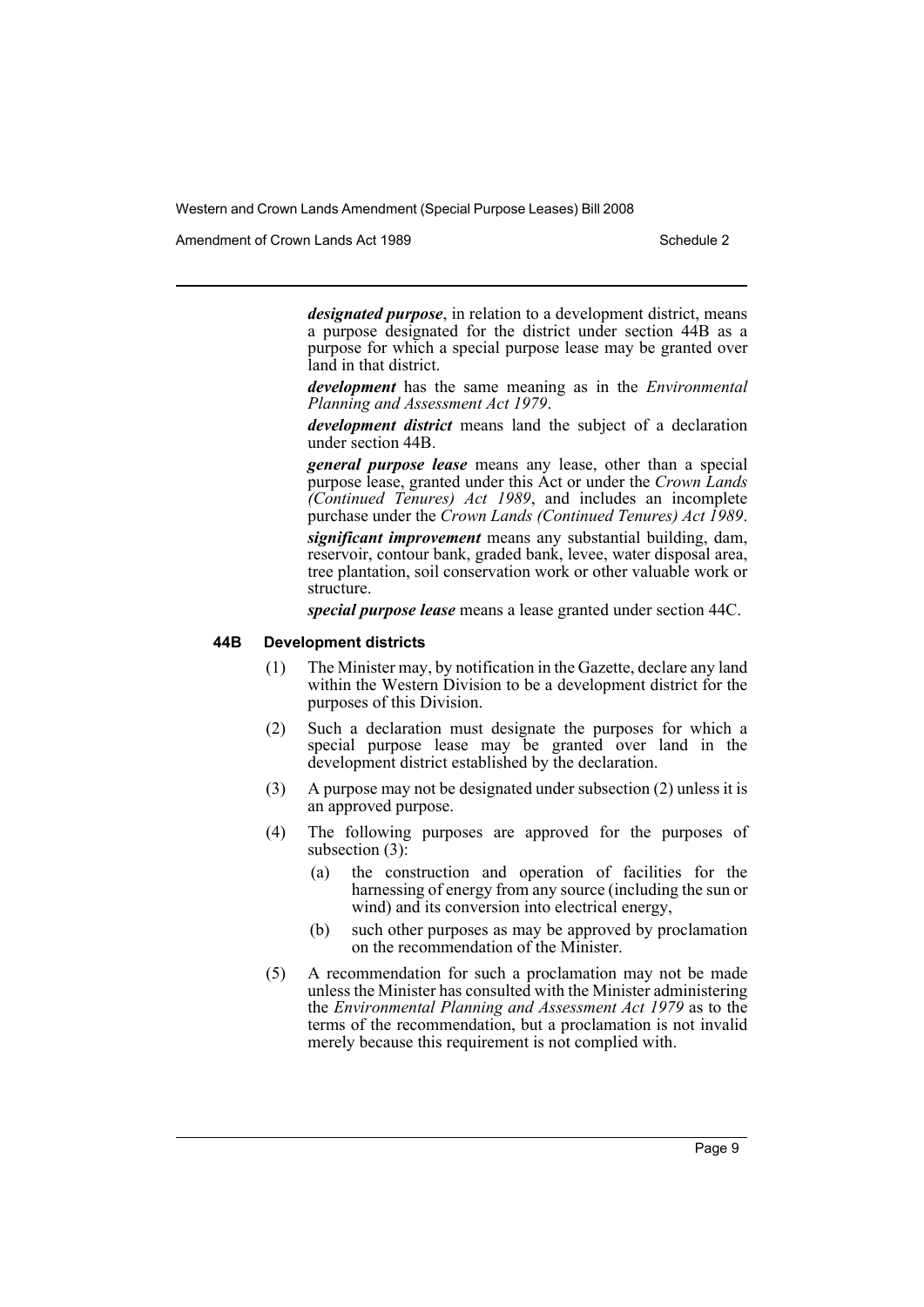***designated purpose***, in relation to a development district, means a purpose designated for the district under section 44B as a purpose for which a special purpose lease may be granted over land in that district.

***development*** has the same meaning as in the *Environmental Planning and Assessment Act 1979*.

***development district*** means land the subject of a declaration under section 44B.

***general purpose lease*** means any lease, other than a special purpose lease, granted under this Act or under the *Crown Lands (Continued Tenures) Act 1989*, and includes an incomplete purchase under the *Crown Lands (Continued Tenures) Act 1989*.

***significant improvement*** means any substantial building, dam, reservoir, contour bank, graded bank, levee, water disposal area, tree plantation, soil conservation work or other valuable work or structure.

***special purpose lease*** means a lease granted under section 44C.

#### 44B Development districts

(1) The Minister may, by notification in the Gazette, declare any land within the Western Division to be a development district for the purposes of this Division.

(2) Such a declaration must designate the purposes for which a special purpose lease may be granted over land in the development district established by the declaration.

(3) A purpose may not be designated under subsection (2) unless it is an approved purpose.

(4) The following purposes are approved for the purposes of subsection (3):

- (a) the construction and operation of facilities for the harnessing of energy from any source (including the sun or wind) and its conversion into electrical energy,
- (b) such other purposes as may be approved by proclamation on the recommendation of the Minister.

(5) A recommendation for such a proclamation may not be made unless the Minister has consulted with the Minister administering the *Environmental Planning and Assessment Act 1979* as to the terms of the recommendation, but a proclamation is not invalid merely because this requirement is not complied with.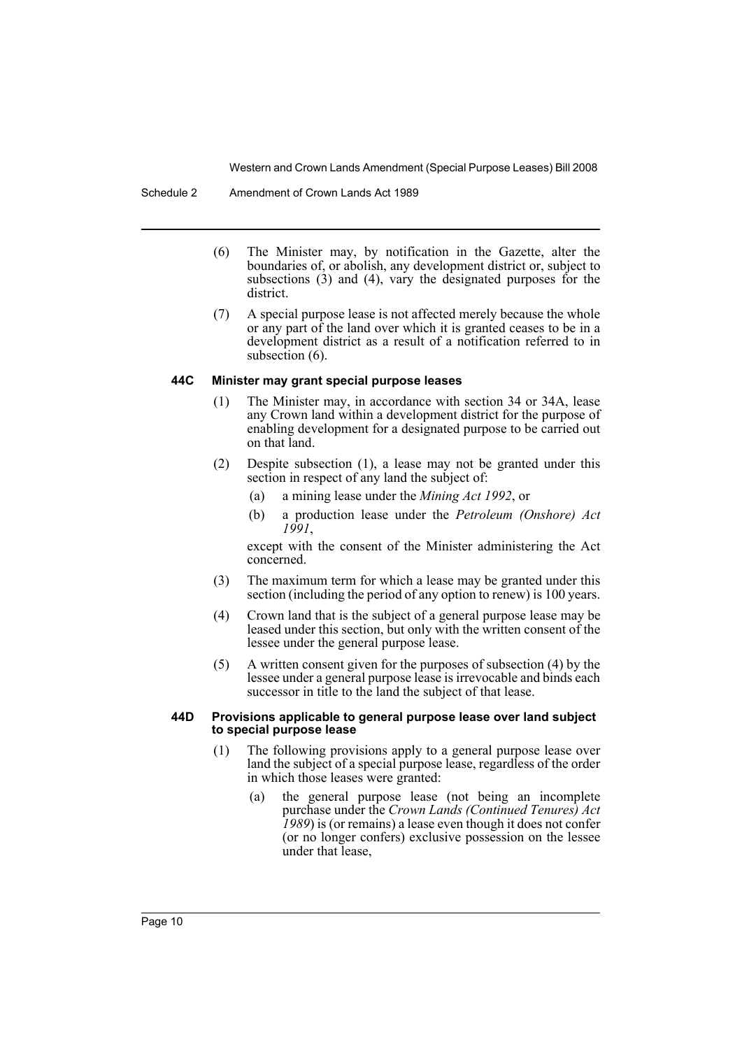(6) The Minister may, by notification in the Gazette, alter the boundaries of, or abolish, any development district or, subject to subsections (3) and (4), vary the designated purposes for the district.

(7) A special purpose lease is not affected merely because the whole or any part of the land over which it is granted ceases to be in a development district as a result of a notification referred to in subsection (6).

#### 44C Minister may grant special purpose leases

(1) The Minister may, in accordance with section 34 or 34A, lease any Crown land within a development district for the purpose of enabling development for a designated purpose to be carried out on that land.

(2) Despite subsection (1), a lease may not be granted under this section in respect of any land the subject of:

- (a) a mining lease under the *Mining Act 1992*, or
- (b) a production lease under the *Petroleum (Onshore) Act 1991*,

except with the consent of the Minister administering the Act concerned.

(3) The maximum term for which a lease may be granted under this section (including the period of any option to renew) is 100 years.

(4) Crown land that is the subject of a general purpose lease may be leased under this section, but only with the written consent of the lessee under the general purpose lease.

(5) A written consent given for the purposes of subsection (4) by the lessee under a general purpose lease is irrevocable and binds each successor in title to the land the subject of that lease.

#### 44D Provisions applicable to general purpose lease over land subject to special purpose lease

(1) The following provisions apply to a general purpose lease over land the subject of a special purpose lease, regardless of the order in which those leases were granted:

- (a) the general purpose lease (not being an incomplete purchase under the *Crown Lands (Continued Tenures) Act 1989*) is (or remains) a lease even though it does not confer (or no longer confers) exclusive possession on the lessee under that lease,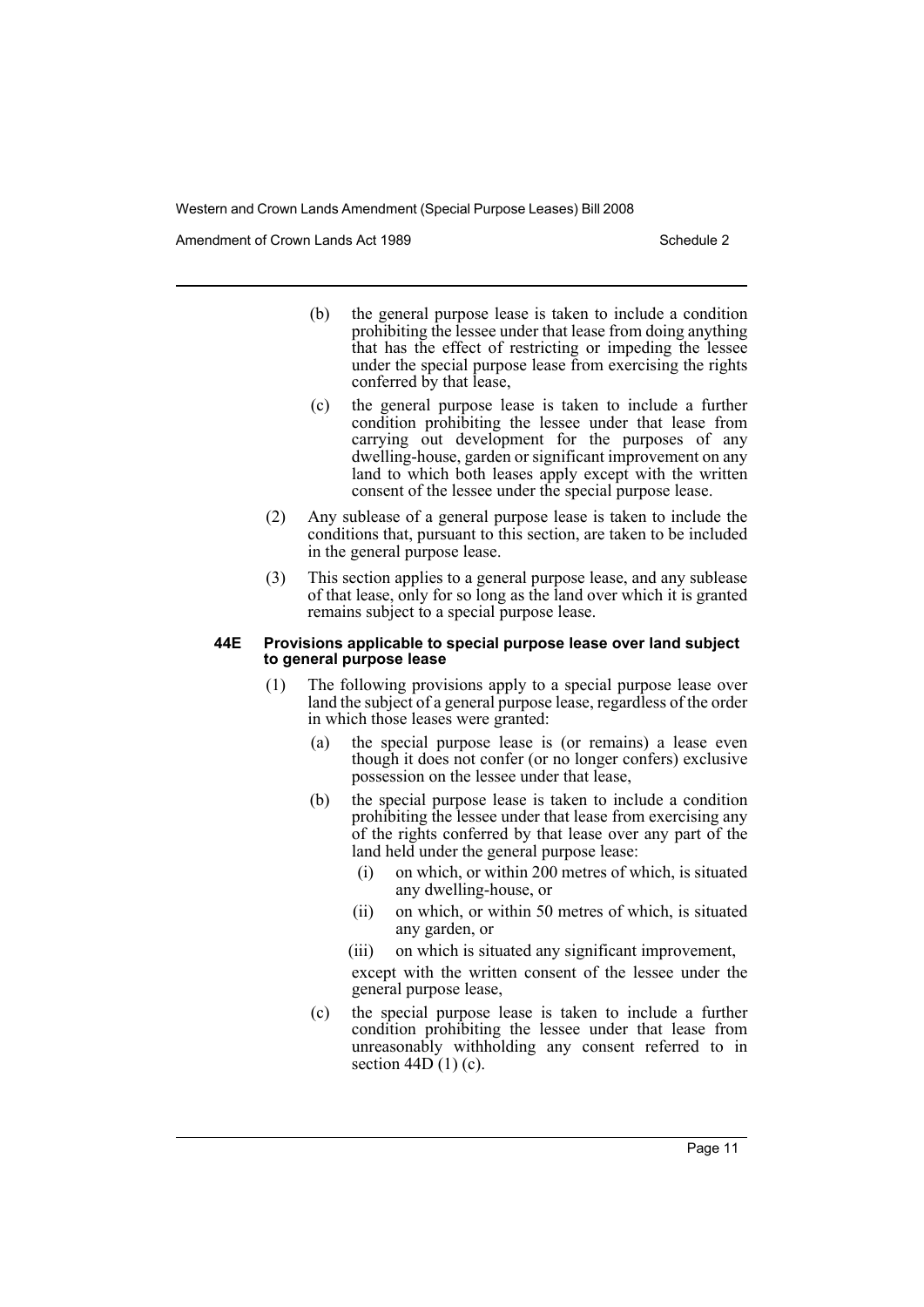(b) the general purpose lease is taken to include a condition prohibiting the lessee under that lease from doing anything that has the effect of restricting or impeding the lessee under the special purpose lease from exercising the rights conferred by that lease,

(c) the general purpose lease is taken to include a further condition prohibiting the lessee under that lease from carrying out development for the purposes of any dwelling-house, garden or significant improvement on any land to which both leases apply except with the written consent of the lessee under the special purpose lease.

(2) Any sublease of a general purpose lease is taken to include the conditions that, pursuant to this section, are taken to be included in the general purpose lease.

(3) This section applies to a general purpose lease, and any sublease of that lease, only for so long as the land over which it is granted remains subject to a special purpose lease.

**44E Provisions applicable to special purpose lease over land subject to general purpose lease**

(1) The following provisions apply to a special purpose lease over land the subject of a general purpose lease, regardless of the order in which those leases were granted:

(a) the special purpose lease is (or remains) a lease even though it does not confer (or no longer confers) exclusive possession on the lessee under that lease,

(b) the special purpose lease is taken to include a condition prohibiting the lessee under that lease from exercising any of the rights conferred by that lease over any part of the land held under the general purpose lease:

(i) on which, or within 200 metres of which, is situated any dwelling-house, or

(ii) on which, or within 50 metres of which, is situated any garden, or

(iii) on which is situated any significant improvement,

except with the written consent of the lessee under the general purpose lease,

(c) the special purpose lease is taken to include a further condition prohibiting the lessee under that lease from unreasonably withholding any consent referred to in section 44D (1) (c).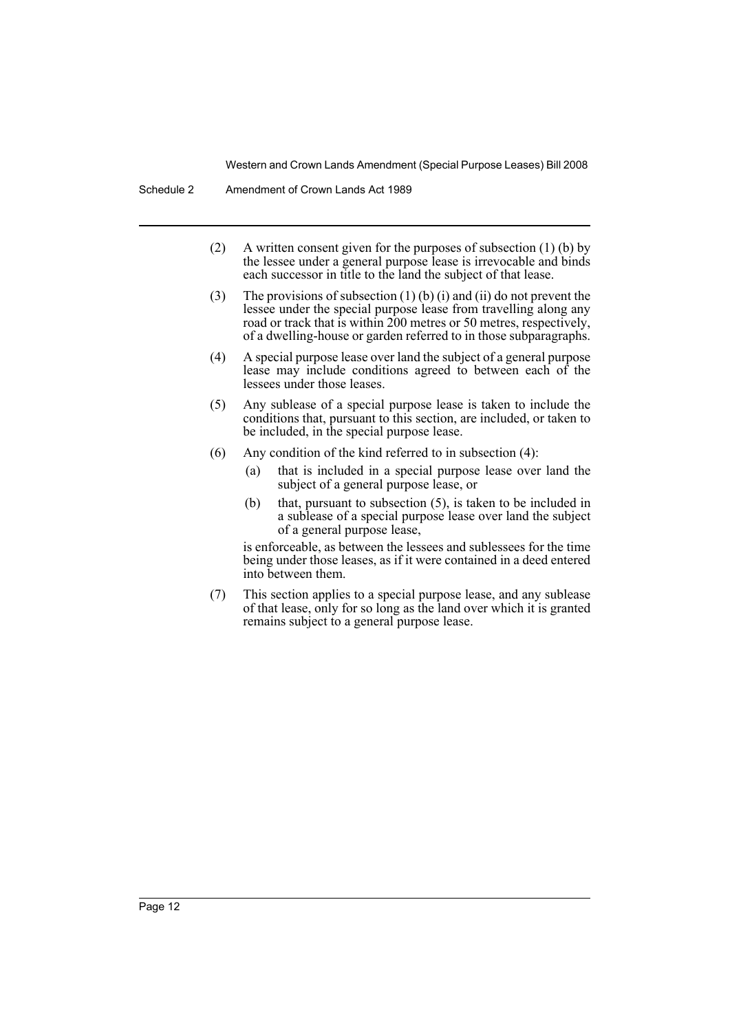(2) A written consent given for the purposes of subsection (1) (b) by the lessee under a general purpose lease is irrevocable and binds each successor in title to the land the subject of that lease.

(3) The provisions of subsection (1) (b) (i) and (ii) do not prevent the lessee under the special purpose lease from travelling along any road or track that is within 200 metres or 50 metres, respectively, of a dwelling-house or garden referred to in those subparagraphs.

(4) A special purpose lease over land the subject of a general purpose lease may include conditions agreed to between each of the lessees under those leases.

(5) Any sublease of a special purpose lease is taken to include the conditions that, pursuant to this section, are included, or taken to be included, in the special purpose lease.

(6) Any condition of the kind referred to in subsection (4):

  (a) that is included in a special purpose lease over land the subject of a general purpose lease, or

  (b) that, pursuant to subsection (5), is taken to be included in a sublease of a special purpose lease over land the subject of a general purpose lease,

  is enforceable, as between the lessees and sublessees for the time being under those leases, as if it were contained in a deed entered into between them.

(7) This section applies to a special purpose lease, and any sublease of that lease, only for so long as the land over which it is granted remains subject to a general purpose lease.